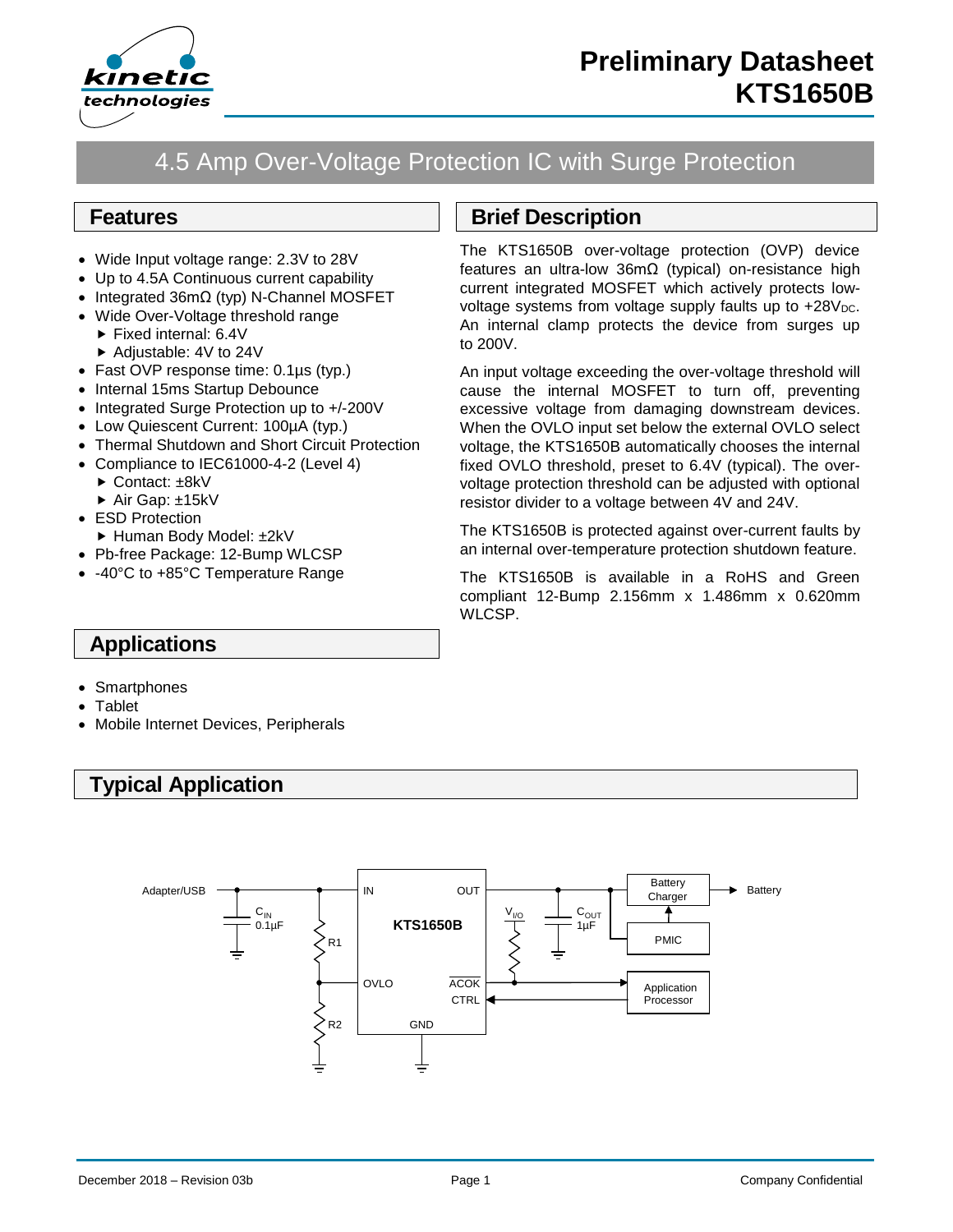# Preliminary Datasheet KTS1650B

## 4.5 Amp Over-Voltage Protection IC with Surge Protection

## Features

- Wide Input voltage range: 2.3V to 28V
- Up to 4.5A Continuous current capability
- Integrated 36mΩ (typ) N-Channel MOSFET
- Wide Over-Voltage threshold range
  - Fixed internal: 6.4V
  - Adjustable: 4V to 24V
- Fast OVP response time: 0.1µs (typ.)
- Internal 15ms Startup Debounce
- Integrated Surge Protection up to +/-200V
- Low Quiescent Current: 100µA (typ.)
- Thermal Shutdown and Short Circuit Protection
- Compliance to IEC61000-4-2 (Level 4)
  - Contact: ±8kV
  - Air Gap: ±15kV
- ESD Protection
  - Human Body Model: ±2kV
- Pb-free Package: 12-Bump WLCSP
- -40°C to +85°C Temperature Range

## Brief Description

The KTS1650B over-voltage protection (OVP) device features an ultra-low 36mΩ (typical) on-resistance high current integrated MOSFET which actively protects low-voltage systems from voltage supply faults up to $+28V_{DC}$. An internal clamp protects the device from surges up to 200V.

An input voltage exceeding the over-voltage threshold will cause the internal MOSFET to turn off, preventing excessive voltage from damaging downstream devices. When the OVLO input set below the external OVLO select voltage, the KTS1650B automatically chooses the internal fixed OVLO threshold, preset to 6.4V (typical). The over-voltage protection threshold can be adjusted with optional resistor divider to a voltage between 4V and 24V.

The KTS1650B is protected against over-current faults by an internal over-temperature protection shutdown feature.

The KTS1650B is available in a RoHS and Green compliant 12-Bump 2.156mm x 1.486mm x 0.620mm WLCSP.

## Applications

- Smartphones
- Tablet
- Mobile Internet Devices, Peripherals

## Typical Application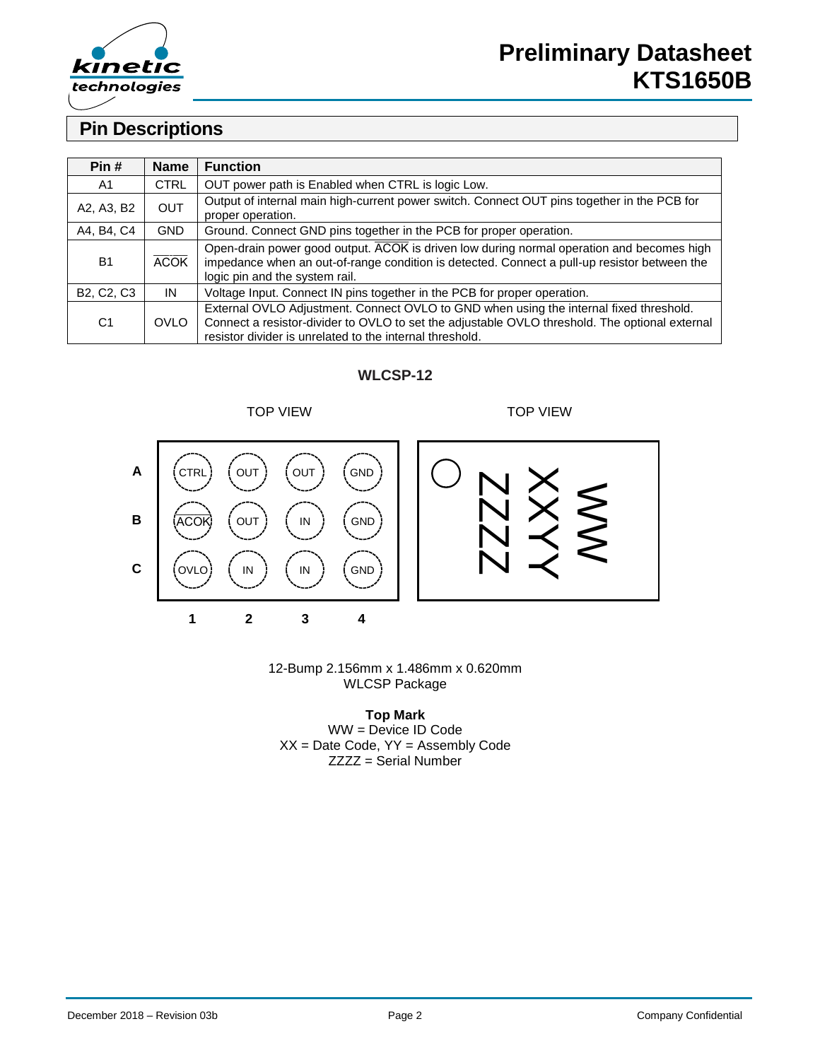## Pin Descriptions

| Pin # | Name | Function |
|---|---|---|
| A1 | CTRL | OUT power path is Enabled when CTRL is logic Low. |
| A2, A3, B2 | OUT | Output of internal main high-current power switch. Connect OUT pins together in the PCB for proper operation. |
| A4, B4, C4 | GND | Ground. Connect GND pins together in the PCB for proper operation. |
| B1 | $\overline{ACOK}$ | Open-drain power good output. $\overline{ACOK}$ is driven low during normal operation and becomes high impedance when an out-of-range condition is detected. Connect a pull-up resistor between the logic pin and the system rail. |
| B2, C2, C3 | IN | Voltage Input. Connect IN pins together in the PCB for proper operation. |
| C1 | OVLO | External OVLO Adjustment. Connect OVLO to GND when using the internal fixed threshold. Connect a resistor-divider to OVLO to set the adjustable OVLO threshold. The optional external resistor divider is unrelated to the internal threshold. |

**WLCSP-12**

TOP VIEW

| | 1 | 2 | 3 | 4 |
|---|---|---|---|---|
| A | CTRL | OUT | OUT | GND |
| B | $\overline{ACOK}$ | OUT | IN | GND |
| C | OVLO | IN | IN | GND |

TOP VIEW

ZZZZ XXYY WW

12-Bump 2.156mm x 1.486mm x 0.620mm
WLCSP Package

**Top Mark**
WW = Device ID Code
XX = Date Code, YY = Assembly Code
ZZZZ = Serial Number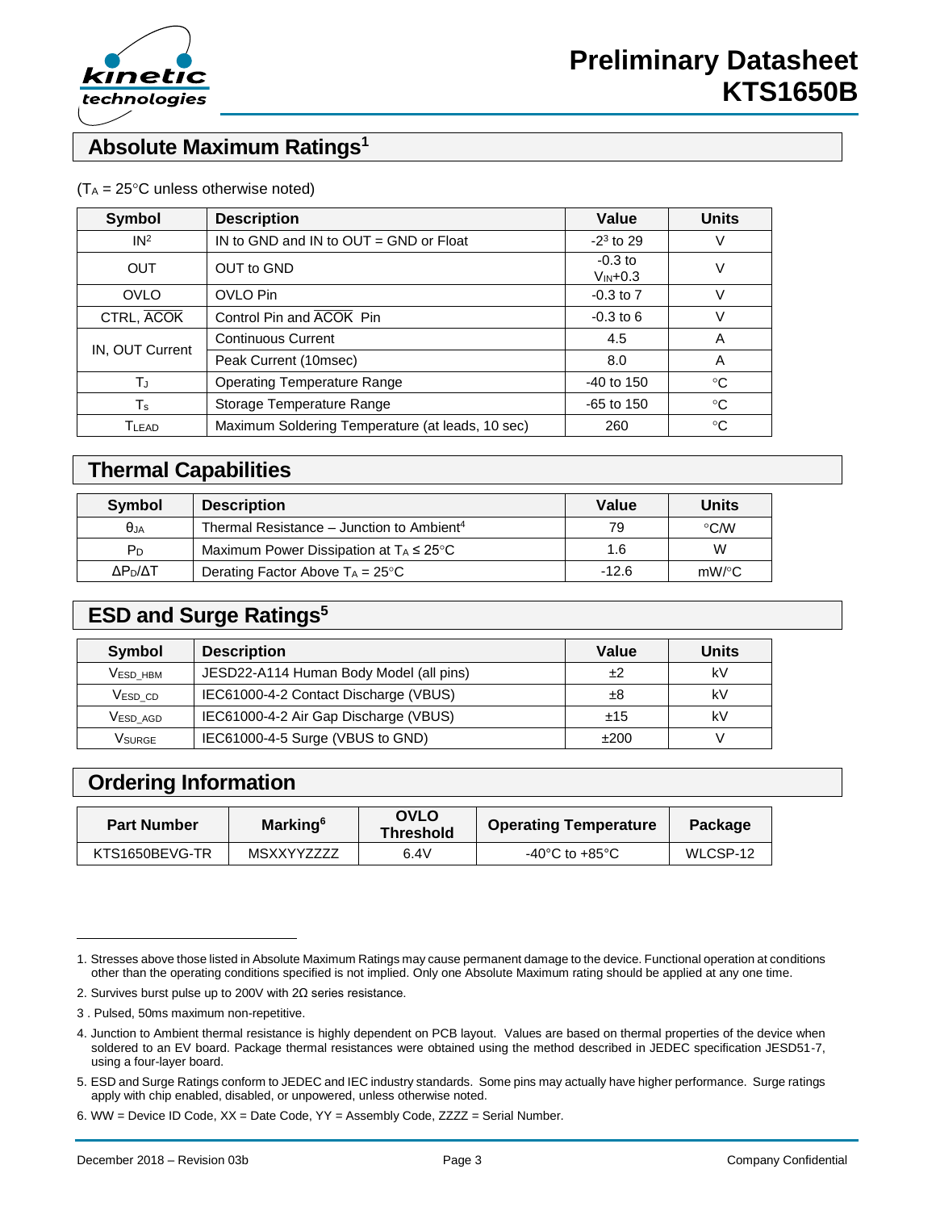## Absolute Maximum Ratings[1]

($T_A$ = 25°C unless otherwise noted)

| Symbol | Description | Value | Units |
|---|---|---|---|
| IN[2] | IN to GND and IN to OUT = GND or Float | -2[3] to 29 | V |
| OUT | OUT to GND | -0.3 to $V_{IN}$+0.3 | V |
| OVLO | OVLO Pin | -0.3 to 7 | V |
| CTRL, $\overline{ACOK}$ | Control Pin and $\overline{ACOK}$ Pin | -0.3 to 6 | V |
| IN, OUT Current | Continuous Current | 4.5 | A |
| | Peak Current (10msec) | 8.0 | A |
| $T_J$ | Operating Temperature Range | -40 to 150 | °C |
| $T_S$ | Storage Temperature Range | -65 to 150 | °C |
| $T_{LEAD}$ | Maximum Soldering Temperature (at leads, 10 sec) | 260 | °C |

## Thermal Capabilities

| Symbol | Description | Value | Units |
|---|---|---|---|
| $\theta_{JA}$ | Thermal Resistance – Junction to Ambient[4] | 79 | °C/W |
| $P_D$ | Maximum Power Dissipation at $T_A \leq 25°C$ | 1.6 | W |
| $\Delta P_D/\Delta T$ | Derating Factor Above $T_A$ = 25°C | -12.6 | mW/°C |

## ESD and Surge Ratings[5]

| Symbol | Description | Value | Units |
|---|---|---|---|
| $V_{ESD\_HBM}$ | JESD22-A114 Human Body Model (all pins) | ±2 | kV |
| $V_{ESD\_CD}$ | IEC61000-4-2 Contact Discharge (VBUS) | ±8 | kV |
| $V_{ESD\_AGD}$ | IEC61000-4-2 Air Gap Discharge (VBUS) | ±15 | kV |
| $V_{SURGE}$ | IEC61000-4-5 Surge (VBUS to GND) | ±200 | V |

## Ordering Information

| Part Number | Marking[6] | OVLO Threshold | Operating Temperature | Package |
|---|---|---|---|---|
| KTS1650BEVG-TR | MSXXYYZZZZ | 6.4V | -40°C to +85°C | WLCSP-12 |

1. Stresses above those listed in Absolute Maximum Ratings may cause permanent damage to the device. Functional operation at conditions other than the operating conditions specified is not implied. Only one Absolute Maximum rating should be applied at any one time.
2. Survives burst pulse up to 200V with 2Ω series resistance.
3. Pulsed, 50ms maximum non-repetitive.
4. Junction to Ambient thermal resistance is highly dependent on PCB layout. Values are based on thermal properties of the device when soldered to an EV board. Package thermal resistances were obtained using the method described in JEDEC specification JESD51-7, using a four-layer board.
5. ESD and Surge Ratings conform to JEDEC and IEC industry standards. Some pins may actually have higher performance. Surge ratings apply with chip enabled, disabled, or unpowered, unless otherwise noted.
6. WW = Device ID Code, XX = Date Code, YY = Assembly Code, ZZZZ = Serial Number.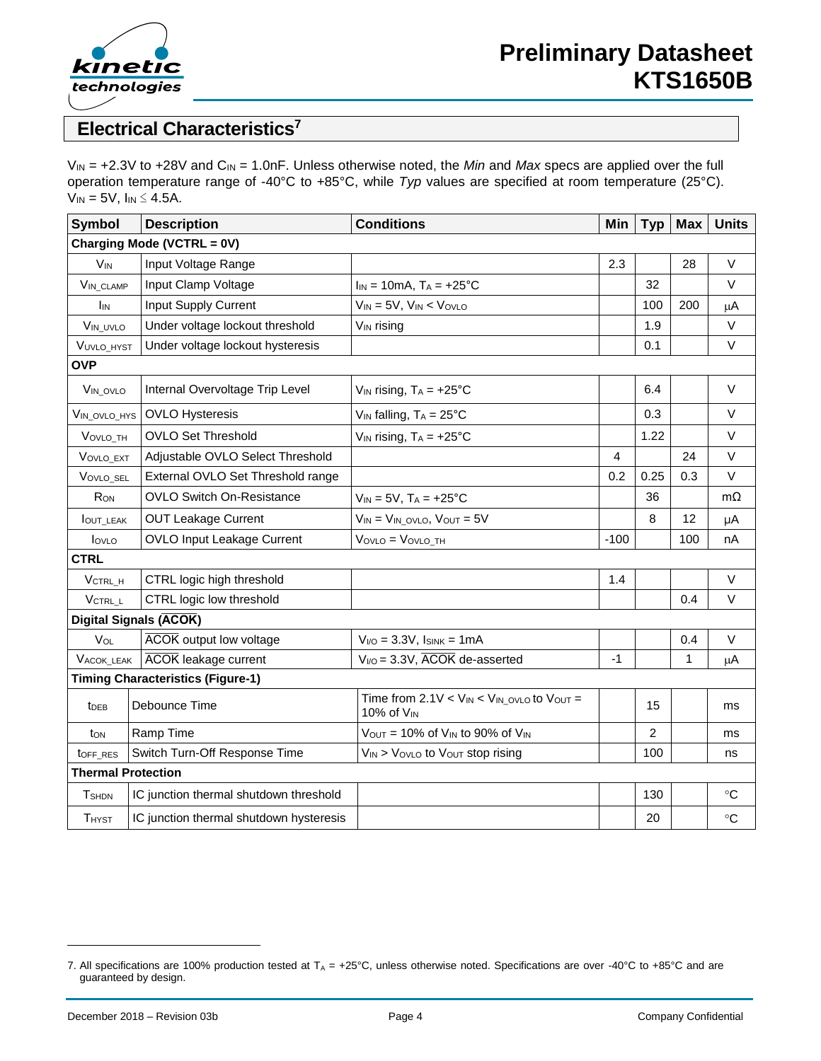## Electrical Characteristics[7]

$V_{IN}$ = +2.3V to +28V and $C_{IN}$ = 1.0nF. Unless otherwise noted, the *Min* and *Max* specs are applied over the full operation temperature range of -40°C to +85°C, while *Typ* values are specified at room temperature (25°C). $V_{IN}$ = 5V, $I_{IN} \leq$ 4.5A.

| Symbol | Description | Conditions | Min | Typ | Max | Units |
|---|---|---|---|---|---|---|
| **Charging Mode (VCTRL = 0V)** | | | | | | |
| $V_{IN}$ | Input Voltage Range | | 2.3 | | 28 | V |
| $V_{IN\_CLAMP}$ | Input Clamp Voltage | $I_{IN}$ = 10mA, $T_A$ = +25°C | | 32 | | V |
| $I_{IN}$ | Input Supply Current | $V_{IN}$ = 5V, $V_{IN} < V_{OVLO}$ | | 100 | 200 | μA |
| $V_{IN\_UVLO}$ | Under voltage lockout threshold | $V_{IN}$ rising | | 1.9 | | V |
| $V_{UVLO\_HYST}$ | Under voltage lockout hysteresis | | | 0.1 | | V |
| **OVP** | | | | | | |
| $V_{IN\_OVLO}$ | Internal Overvoltage Trip Level | $V_{IN}$ rising, $T_A$ = +25°C | | 6.4 | | V |
| $V_{IN\_OVLO\_HYS}$ | OVLO Hysteresis | $V_{IN}$ falling, $T_A$ = 25°C | | 0.3 | | V |
| $V_{OVLO\_TH}$ | OVLO Set Threshold | $V_{IN}$ rising, $T_A$ = +25°C | | 1.22 | | V |
| $V_{OVLO\_EXT}$ | Adjustable OVLO Select Threshold | | 4 | | 24 | V |
| $V_{OVLO\_SEL}$ | External OVLO Set Threshold range | | 0.2 | 0.25 | 0.3 | V |
| $R_{ON}$ | OVLO Switch On-Resistance | $V_{IN}$ = 5V, $T_A$ = +25°C | | 36 | | mΩ |
| $I_{OUT\_LEAK}$ | OUT Leakage Current | $V_{IN} = V_{IN\_OVLO}$, $V_{OUT}$ = 5V | | 8 | 12 | μA |
| $I_{OVLO}$ | OVLO Input Leakage Current | $V_{OVLO} = V_{OVLO\_TH}$ | -100 | | 100 | nA |
| **CTRL** | | | | | | |
| $V_{CTRL\_H}$ | CTRL logic high threshold | | 1.4 | | | V |
| $V_{CTRL\_L}$ | CTRL logic low threshold | | | | 0.4 | V |
| **Digital Signals ($\overline{ACOK}$)** | | | | | | |
| $V_{OL}$ | $\overline{ACOK}$ output low voltage | $V_{I/O}$ = 3.3V, $I_{SINK}$ = 1mA | | | 0.4 | V |
| $V_{ACOK\_LEAK}$ | $\overline{ACOK}$ leakage current | $V_{I/O}$ = 3.3V, $\overline{ACOK}$ de-asserted | -1 | | 1 | μA |
| **Timing Characteristics (Figure-1)** | | | | | | |
| $t_{DEB}$ | Debounce Time | Time from 2.1V < $V_{IN} < V_{IN\_OVLO}$ to $V_{OUT}$ = 10% of $V_{IN}$ | | 15 | | ms |
| $t_{ON}$ | Ramp Time | $V_{OUT}$ = 10% of $V_{IN}$ to 90% of $V_{IN}$ | | 2 | | ms |
| $t_{OFF\_RES}$ | Switch Turn-Off Response Time | $V_{IN} > V_{OVLO}$ to $V_{OUT}$ stop rising | | 100 | | ns |
| **Thermal Protection** | | | | | | |
| $T_{SHDN}$ | IC junction thermal shutdown threshold | | | 130 | | °C |
| $T_{HYST}$ | IC junction thermal shutdown hysteresis | | | 20 | | °C |

7. All specifications are 100% production tested at $T_A$ = +25°C, unless otherwise noted. Specifications are over -40°C to +85°C and are guaranteed by design.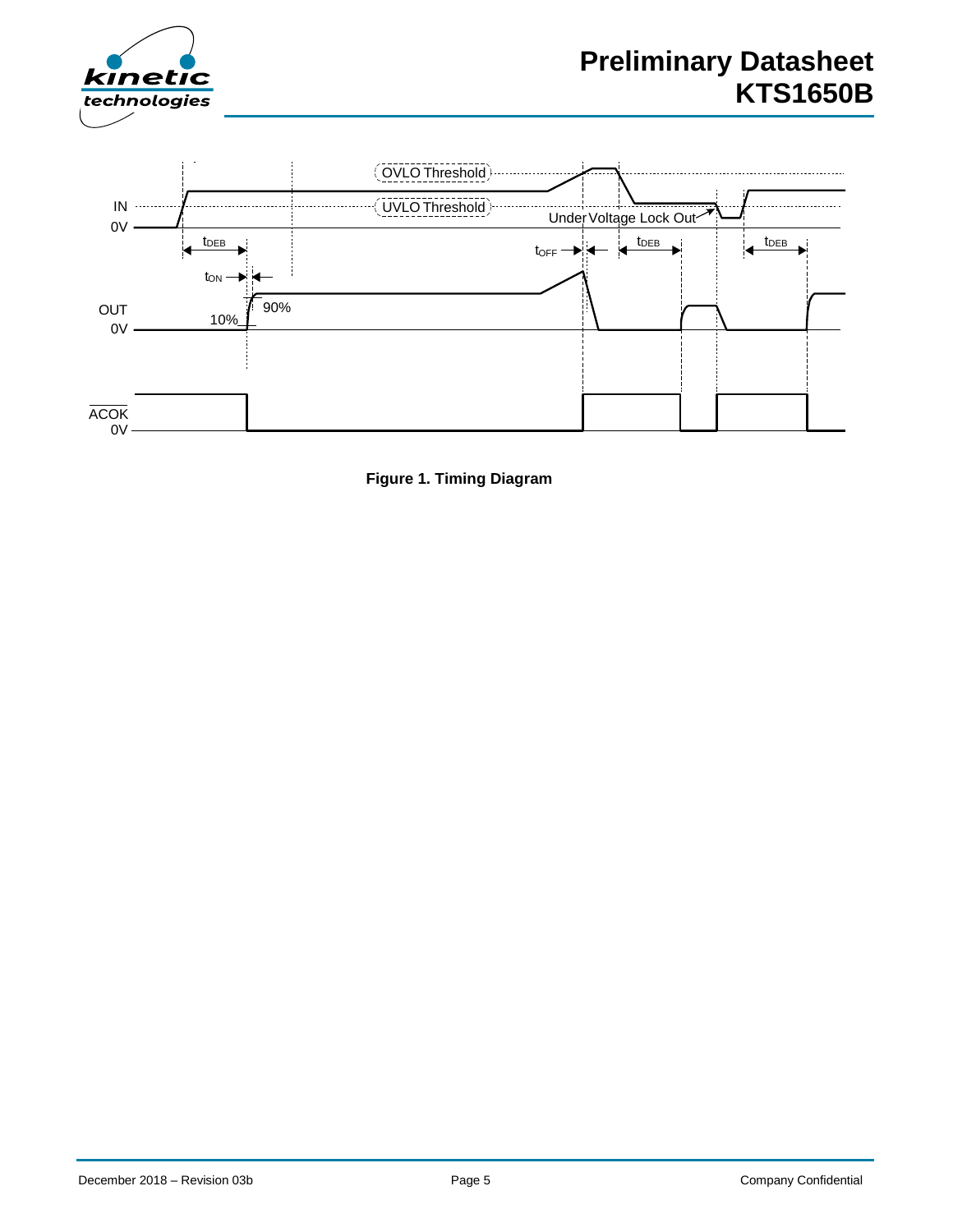**Figure 1. Timing Diagram**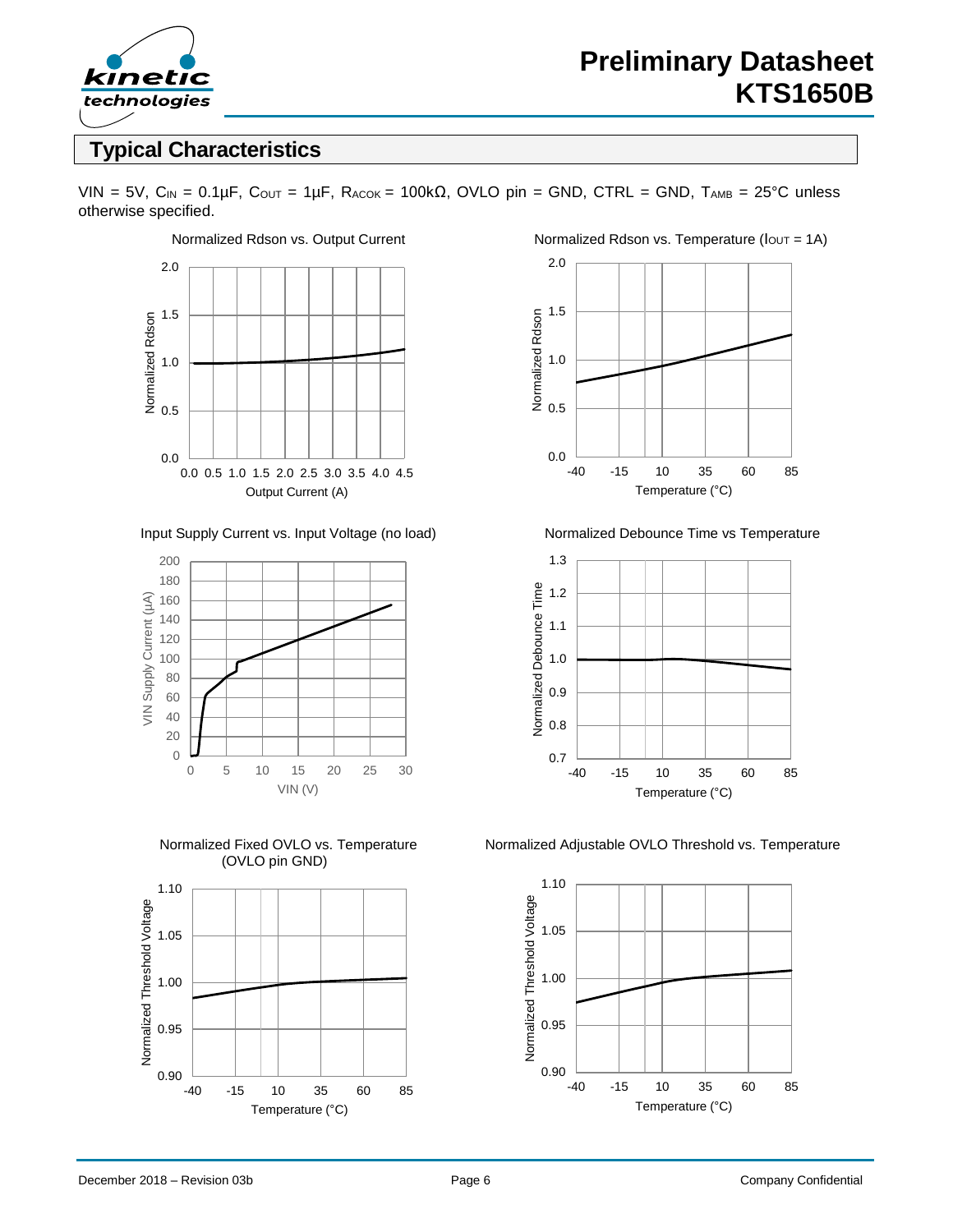## Typical Characteristics

VIN = 5V, $C_{IN}$ = 0.1µF, $C_{OUT}$ = 1µF, $R_{ACOK}$ = 100kΩ, OVLO pin = GND, CTRL = GND, $T_{AMB}$ = 25°C unless otherwise specified.

Normalized Rdson vs. Output Current

Normalized Rdson vs. Temperature ($I_{OUT}$ = 1A)

Input Supply Current vs. Input Voltage (no load)

Normalized Debounce Time vs Temperature

Normalized Fixed OVLO vs. Temperature (OVLO pin GND)

Normalized Adjustable OVLO Threshold vs. Temperature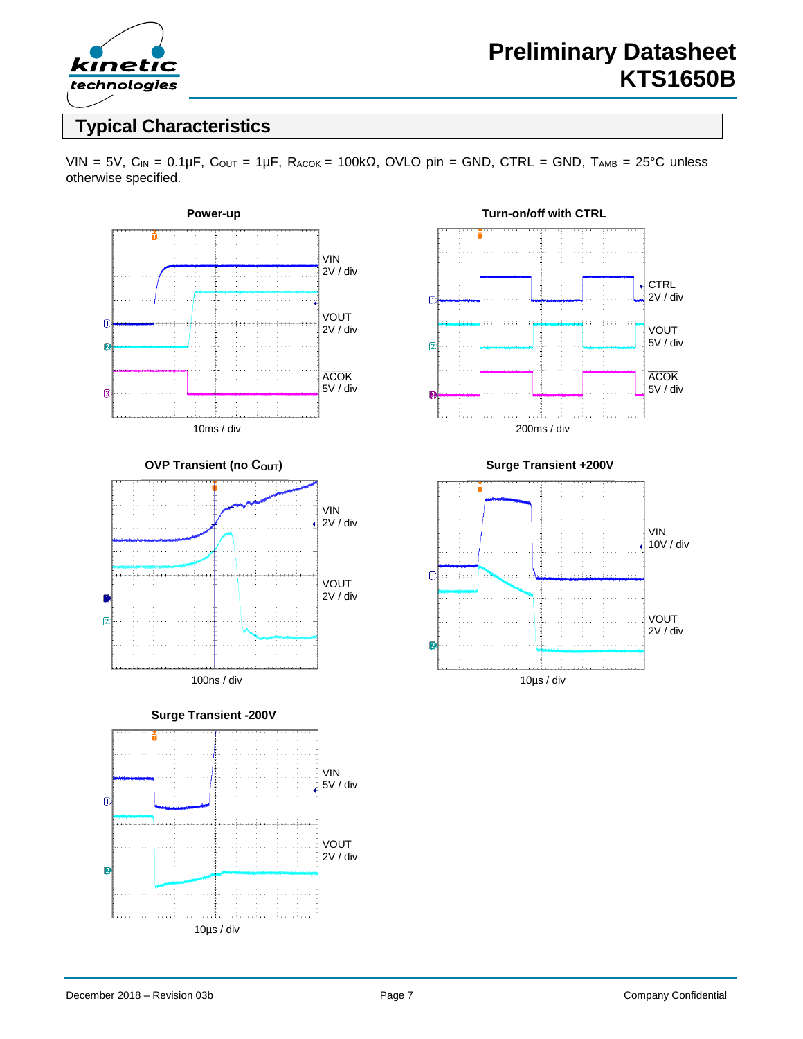## Typical Characteristics

VIN = 5V, $C_{IN}$ = 0.1µF, $C_{OUT}$ = 1µF, $R_{ACOK}$ = 100kΩ, OVLO pin = GND, CTRL = GND, $T_{AMB}$ = 25°C unless otherwise specified.

**Power-up**

VIN 2V / div
VOUT 2V / div
ACOK 5V / div
10ms / div

**Turn-on/off with CTRL**

CTRL 2V / div
VOUT 5V / div
ACOK 5V / div
200ms / div

**OVP Transient (no $C_{OUT}$)**

VIN 2V / div
VOUT 2V / div
100ns / div

**Surge Transient +200V**

VIN 10V / div
VOUT 2V / div
10µs / div

**Surge Transient -200V**

VIN 5V / div
VOUT 2V / div
10µs / div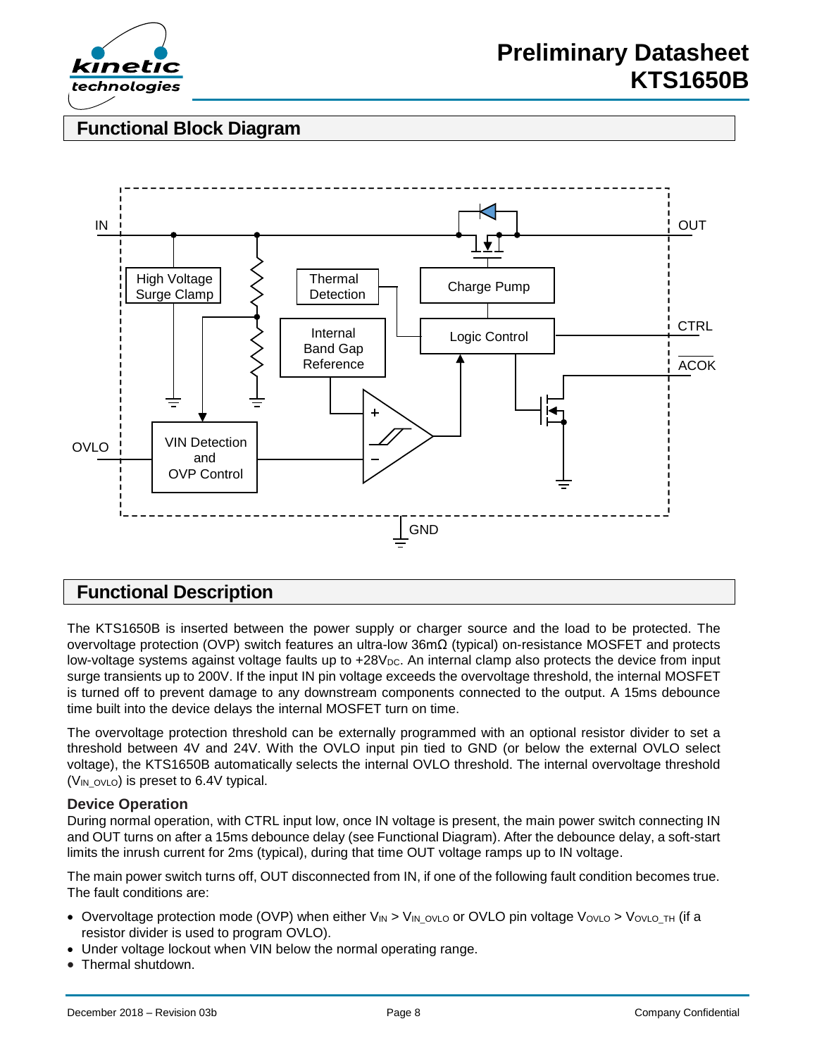## Functional Block Diagram

## Functional Description

The KTS1650B is inserted between the power supply or charger source and the load to be protected. The overvoltage protection (OVP) switch features an ultra-low 36mΩ (typical) on-resistance MOSFET and protects low-voltage systems against voltage faults up to +28$V_{DC}$. An internal clamp also protects the device from input surge transients up to 200V. If the input IN pin voltage exceeds the overvoltage threshold, the internal MOSFET is turned off to prevent damage to any downstream components connected to the output. A 15ms debounce time built into the device delays the internal MOSFET turn on time.

The overvoltage protection threshold can be externally programmed with an optional resistor divider to set a threshold between 4V and 24V. With the OVLO input pin tied to GND (or below the external OVLO select voltage), the KTS1650B automatically selects the internal OVLO threshold. The internal overvoltage threshold ($V_{IN\_OVLO}$) is preset to 6.4V typical.

### Device Operation

During normal operation, with CTRL input low, once IN voltage is present, the main power switch connecting IN and OUT turns on after a 15ms debounce delay (see Functional Diagram). After the debounce delay, a soft-start limits the inrush current for 2ms (typical), during that time OUT voltage ramps up to IN voltage.

The main power switch turns off, OUT disconnected from IN, if one of the following fault condition becomes true. The fault conditions are:

- Overvoltage protection mode (OVP) when either $V_{IN} > V_{IN\_OVLO}$ or OVLO pin voltage $V_{OVLO} > V_{OVLO\_TH}$ (if a resistor divider is used to program OVLO).
- Under voltage lockout when VIN below the normal operating range.
- Thermal shutdown.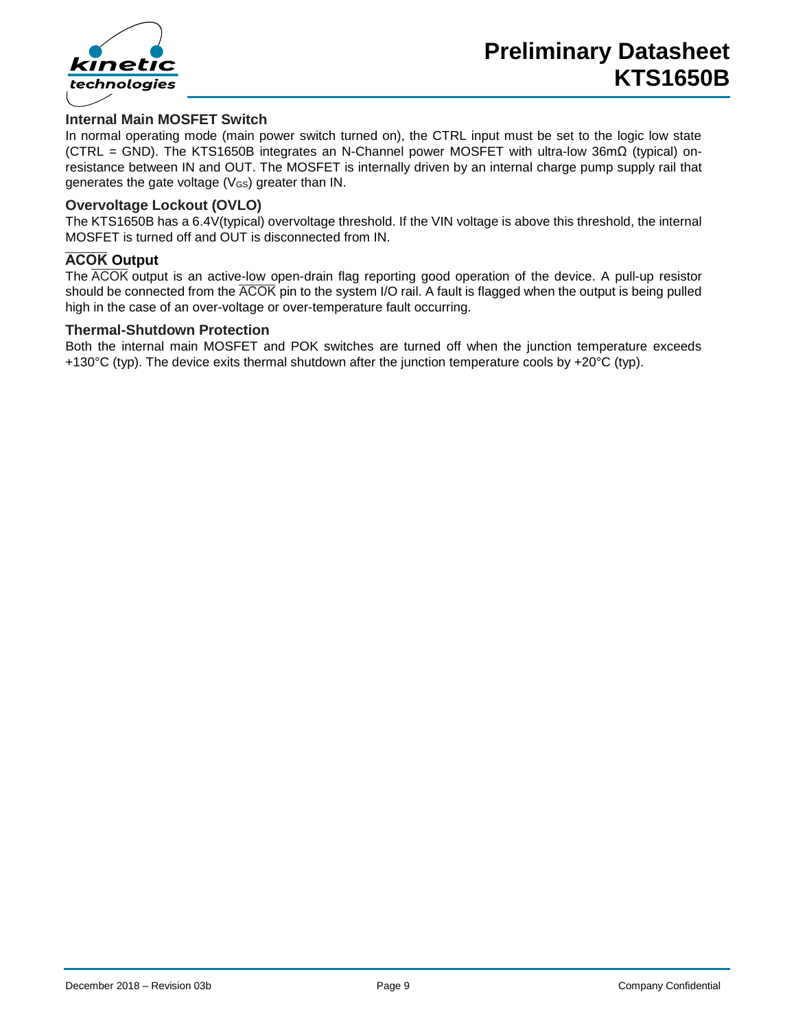### Internal Main MOSFET Switch

In normal operating mode (main power switch turned on), the CTRL input must be set to the logic low state (CTRL = GND). The KTS1650B integrates an N-Channel power MOSFET with ultra-low 36mΩ (typical) on-resistance between IN and OUT. The MOSFET is internally driven by an internal charge pump supply rail that generates the gate voltage ($V_{GS}$) greater than IN.

### Overvoltage Lockout (OVLO)

The KTS1650B has a 6.4V(typical) overvoltage threshold. If the VIN voltage is above this threshold, the internal MOSFET is turned off and OUT is disconnected from IN.

### $\overline{\text{ACOK}}$ Output

The $\overline{\text{ACOK}}$ output is an active-low open-drain flag reporting good operation of the device. A pull-up resistor should be connected from the $\overline{\text{ACOK}}$ pin to the system I/O rail. A fault is flagged when the output is being pulled high in the case of an over-voltage or over-temperature fault occurring.

### Thermal-Shutdown Protection

Both the internal main MOSFET and POK switches are turned off when the junction temperature exceeds +130°C (typ). The device exits thermal shutdown after the junction temperature cools by +20°C (typ).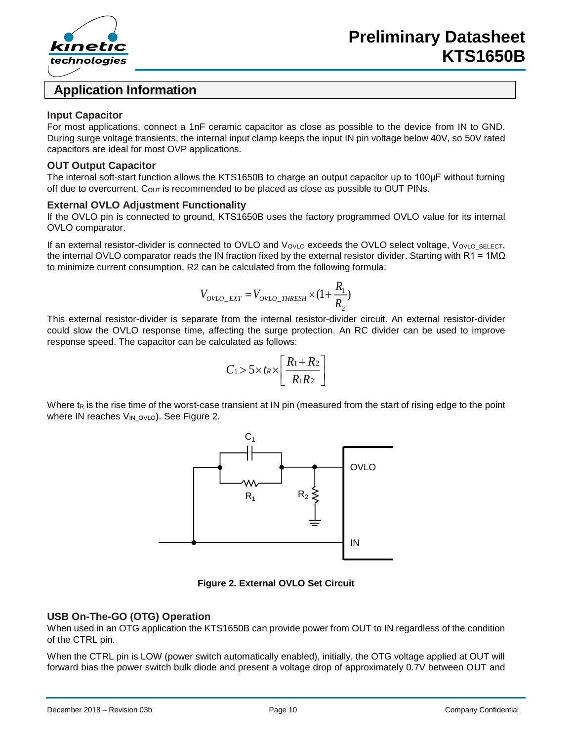## Application Information

### Input Capacitor

For most applications, connect a 1nF ceramic capacitor as close as possible to the device from IN to GND. During surge voltage transients, the internal input clamp keeps the input IN pin voltage below 40V, so 50V rated capacitors are ideal for most OVP applications.

### OUT Output Capacitor

The internal soft-start function allows the KTS1650B to charge an output capacitor up to 100µF without turning off due to overcurrent. $C_{OUT}$ is recommended to be placed as close as possible to OUT PINs.

### External OVLO Adjustment Functionality

If the OVLO pin is connected to ground, KTS1650B uses the factory programmed OVLO value for its internal OVLO comparator.

If an external resistor-divider is connected to OVLO and $V_{OVLO}$ exceeds the OVLO select voltage, $V_{OVLO\_SELECT}$, the internal OVLO comparator reads the IN fraction fixed by the external resistor divider. Starting with R1 = 1MΩ to minimize current consumption, R2 can be calculated from the following formula:

$$V_{OVLO\_EXT} = V_{OVLO\_THRESH} \times (1 + \frac{R_1}{R_2})$$

This external resistor-divider is separate from the internal resistor-divider circuit. An external resistor-divider could slow the OVLO response time, affecting the surge protection. An RC divider can be used to improve response speed. The capacitor can be calculated as follows:

$$C_1 > 5 \times t_R \times \left[ \frac{R_1 + R_2}{R_1 R_2} \right]$$

Where $t_R$ is the rise time of the worst-case transient at IN pin (measured from the start of rising edge to the point where IN reaches $V_{IN\_OVLO}$). See Figure 2.

**Figure 2. External OVLO Set Circuit**

### USB On-The-GO (OTG) Operation

When used in an OTG application the KTS1650B can provide power from OUT to IN regardless of the condition of the CTRL pin.

When the CTRL pin is LOW (power switch automatically enabled), initially, the OTG voltage applied at OUT will forward bias the power switch bulk diode and present a voltage drop of approximately 0.7V between OUT and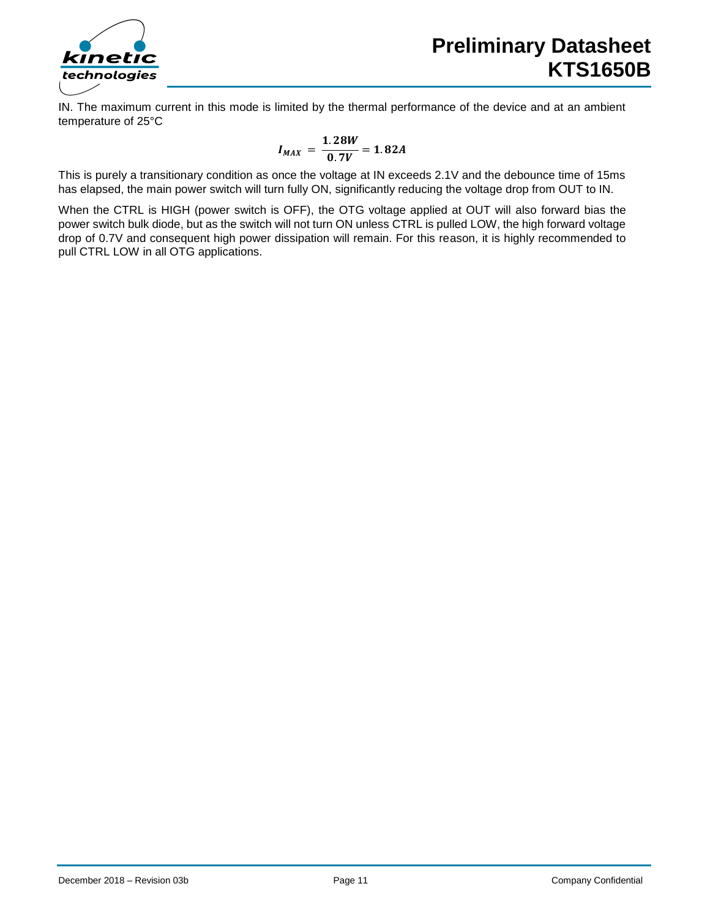IN. The maximum current in this mode is limited by the thermal performance of the device and at an ambient temperature of 25°C

$$I_{MAX} = \frac{1.28W}{0.7V} = 1.82A$$

This is purely a transitionary condition as once the voltage at IN exceeds 2.1V and the debounce time of 15ms has elapsed, the main power switch will turn fully ON, significantly reducing the voltage drop from OUT to IN.

When the CTRL is HIGH (power switch is OFF), the OTG voltage applied at OUT will also forward bias the power switch bulk diode, but as the switch will not turn ON unless CTRL is pulled LOW, the high forward voltage drop of 0.7V and consequent high power dissipation will remain. For this reason, it is highly recommended to pull CTRL LOW in all OTG applications.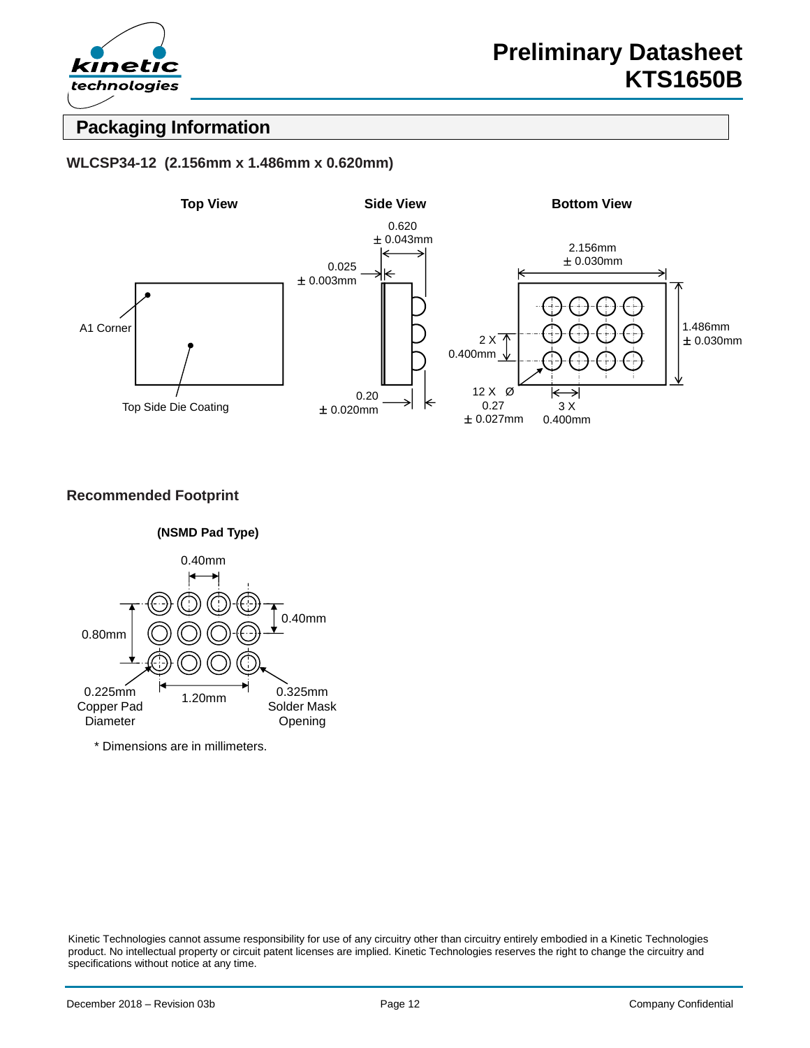## Packaging Information

### WLCSP34-12 (2.156mm x 1.486mm x 0.620mm)

Top View

A1 Corner

Top Side Die Coating

Side View

0.620
± 0.043mm

0.025
± 0.003mm

0.20
± 0.020mm

Bottom View

2.156mm
± 0.030mm

1.486mm
± 0.030mm

2 X
0.400mm

12 X Ø
0.27
± 0.027mm

3 X
0.400mm

### Recommended Footprint

**(NSMD Pad Type)**

0.40mm

0.40mm

0.80mm

0.225mm
Copper Pad
Diameter

1.20mm

0.325mm
Solder Mask
Opening

* Dimensions are in millimeters.

Kinetic Technologies cannot assume responsibility for use of any circuitry other than circuitry entirely embodied in a Kinetic Technologies product. No intellectual property or circuit patent licenses are implied. Kinetic Technologies reserves the right to change the circuitry and specifications without notice at any time.